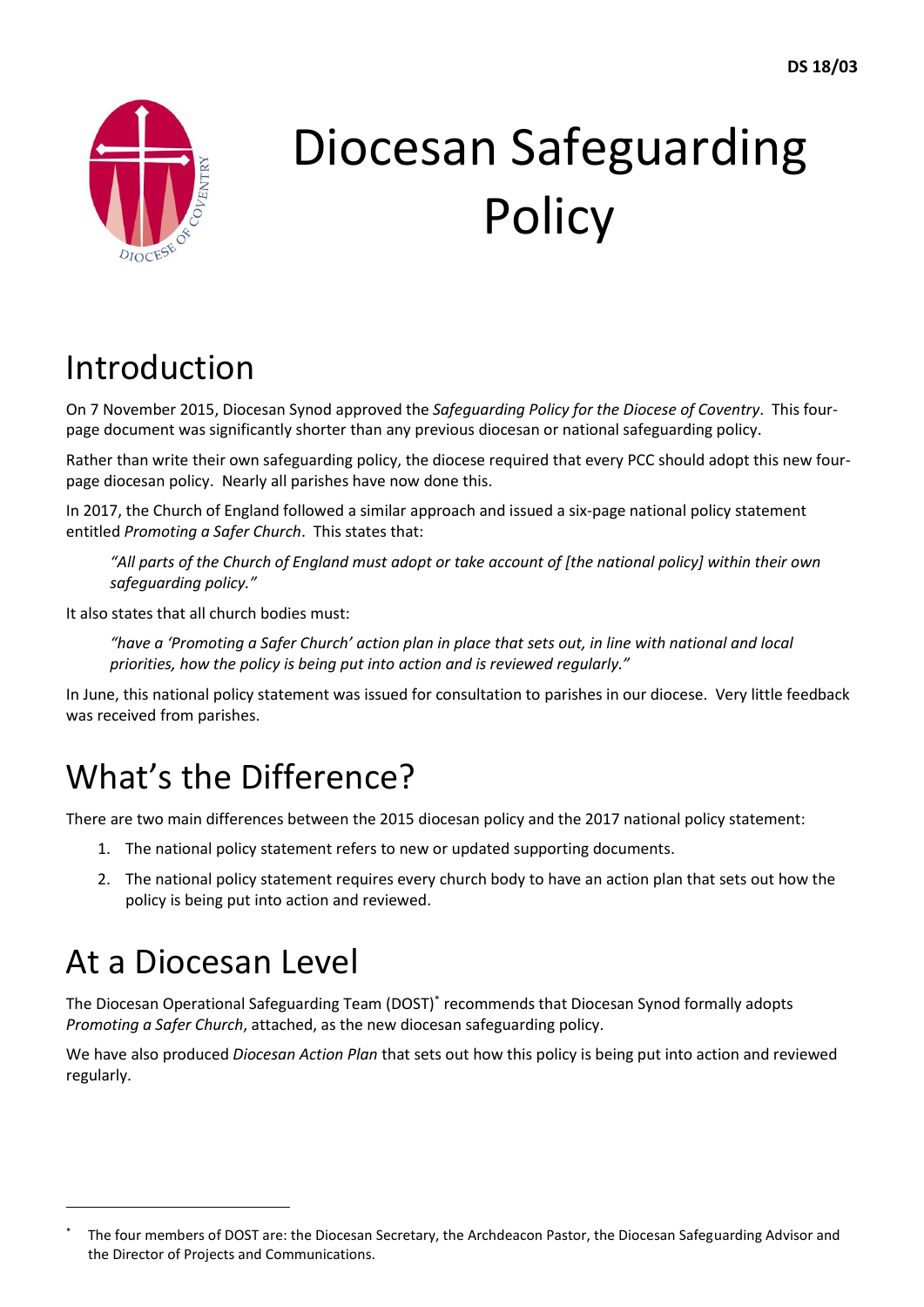DS 18/03

# Diocesan Safeguarding Policy

## Introduction

On 7 November 2015, Diocesan Synod approved the *Safeguarding Policy for the Diocese of Coventry*. This four-page document was significantly shorter than any previous diocesan or national safeguarding policy.

Rather than write their own safeguarding policy, the diocese required that every PCC should adopt this new four-page diocesan policy. Nearly all parishes have now done this.

In 2017, the Church of England followed a similar approach and issued a six-page national policy statement entitled *Promoting a Safer Church*. This states that:

> *"All parts of the Church of England must adopt or take account of [the national policy] within their own safeguarding policy."*

It also states that all church bodies must:

> *"have a 'Promoting a Safer Church' action plan in place that sets out, in line with national and local priorities, how the policy is being put into action and is reviewed regularly."*

In June, this national policy statement was issued for consultation to parishes in our diocese. Very little feedback was received from parishes.

## What's the Difference?

There are two main differences between the 2015 diocesan policy and the 2017 national policy statement:

1. The national policy statement refers to new or updated supporting documents.
2. The national policy statement requires every church body to have an action plan that sets out how the policy is being put into action and reviewed.

## At a Diocesan Level

The Diocesan Operational Safeguarding Team (DOST)* recommends that Diocesan Synod formally adopts *Promoting a Safer Church*, attached, as the new diocesan safeguarding policy.

We have also produced *Diocesan Action Plan* that sets out how this policy is being put into action and reviewed regularly.

---

* The four members of DOST are: the Diocesan Secretary, the Archdeacon Pastor, the Diocesan Safeguarding Advisor and the Director of Projects and Communications.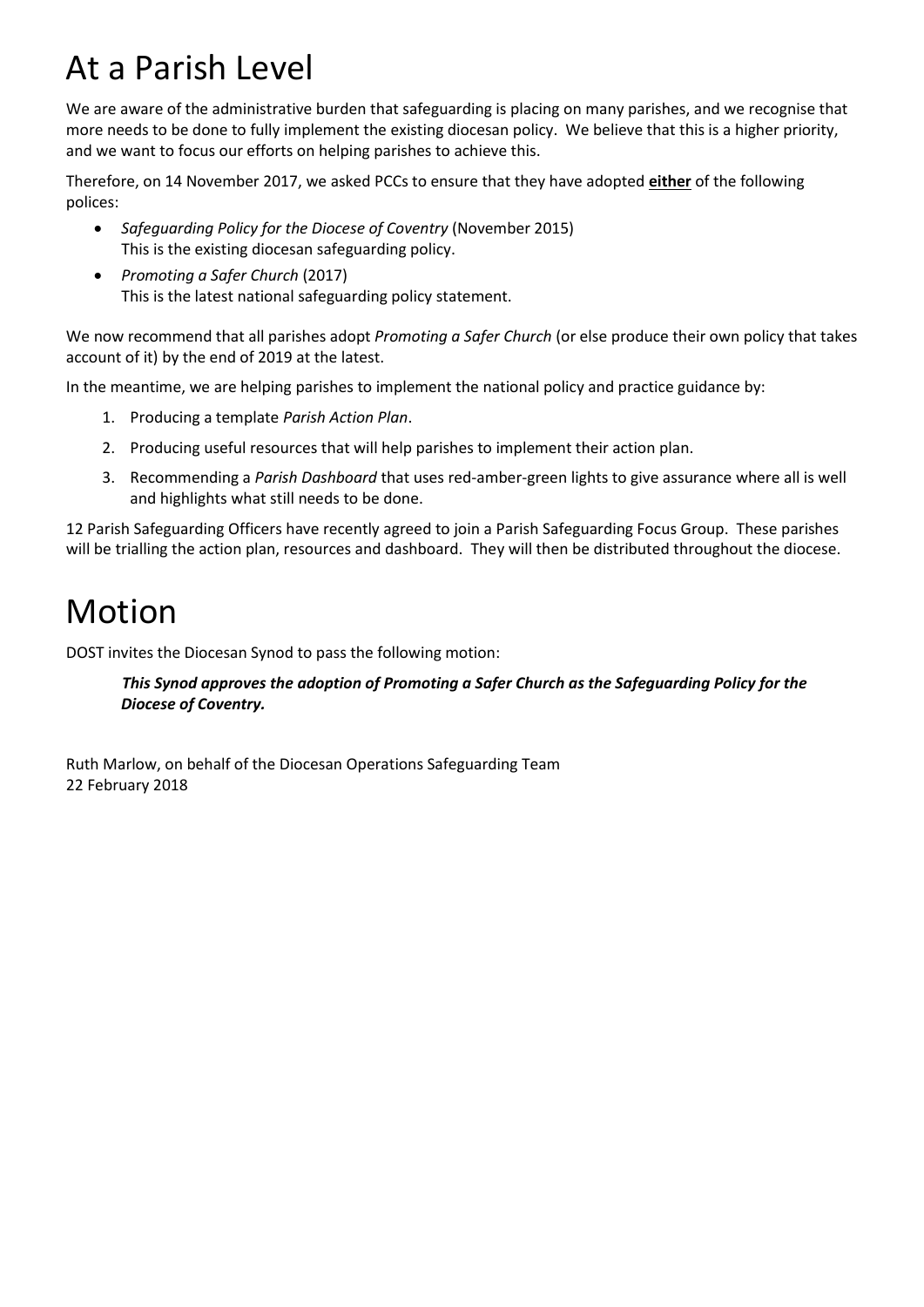# At a Parish Level

We are aware of the administrative burden that safeguarding is placing on many parishes, and we recognise that more needs to be done to fully implement the existing diocesan policy. We believe that this is a higher priority, and we want to focus our efforts on helping parishes to achieve this.

Therefore, on 14 November 2017, we asked PCCs to ensure that they have adopted **either** of the following polices:

- *Safeguarding Policy for the Diocese of Coventry* (November 2015)
  This is the existing diocesan safeguarding policy.
- *Promoting a Safer Church* (2017)
  This is the latest national safeguarding policy statement.

We now recommend that all parishes adopt *Promoting a Safer Church* (or else produce their own policy that takes account of it) by the end of 2019 at the latest.

In the meantime, we are helping parishes to implement the national policy and practice guidance by:

1. Producing a template *Parish Action Plan*.
2. Producing useful resources that will help parishes to implement their action plan.
3. Recommending a *Parish Dashboard* that uses red-amber-green lights to give assurance where all is well and highlights what still needs to be done.

12 Parish Safeguarding Officers have recently agreed to join a Parish Safeguarding Focus Group. These parishes will be trialling the action plan, resources and dashboard. They will then be distributed throughout the diocese.

# Motion

DOST invites the Diocesan Synod to pass the following motion:

> ***This Synod approves the adoption of Promoting a Safer Church as the Safeguarding Policy for the Diocese of Coventry.***

Ruth Marlow, on behalf of the Diocesan Operations Safeguarding Team
22 February 2018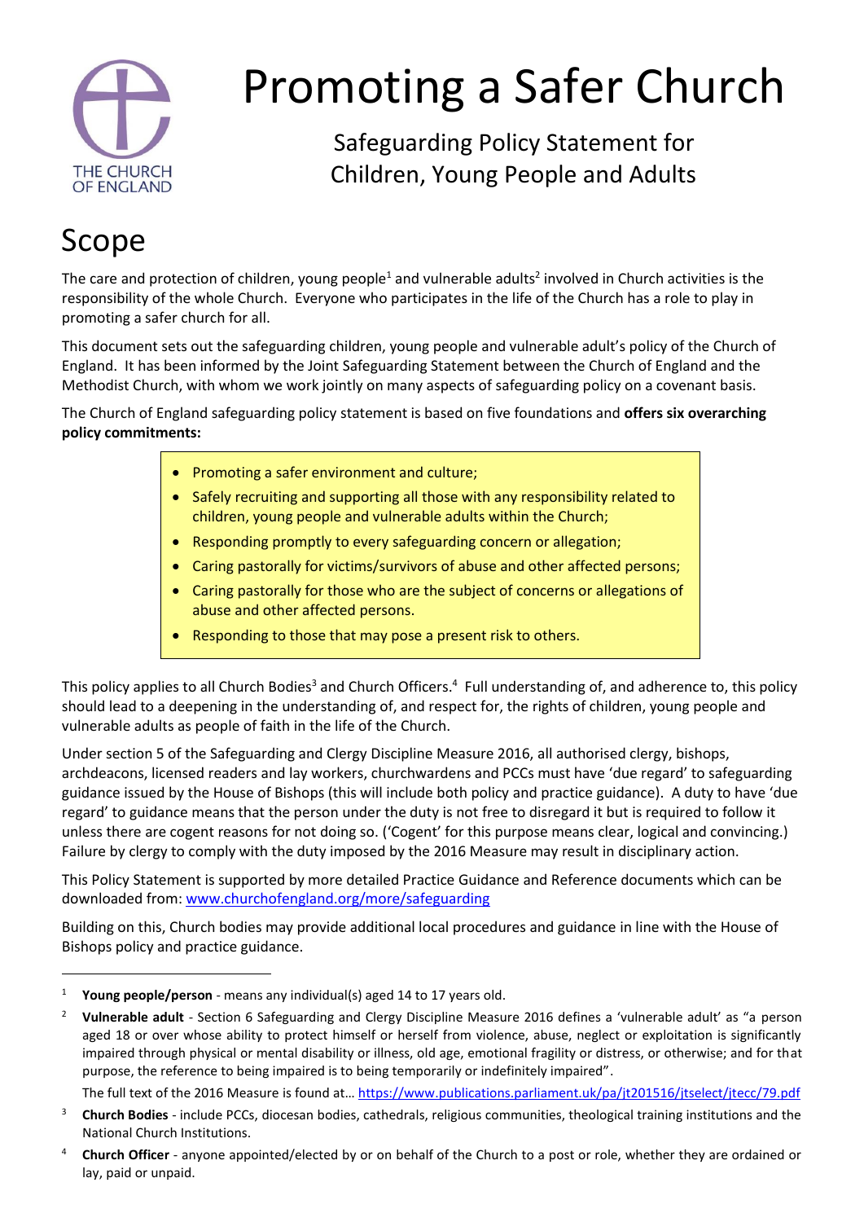# Promoting a Safer Church

## Safeguarding Policy Statement for Children, Young People and Adults

# Scope

The care and protection of children, young people[1] and vulnerable adults[2] involved in Church activities is the responsibility of the whole Church. Everyone who participates in the life of the Church has a role to play in promoting a safer church for all.

This document sets out the safeguarding children, young people and vulnerable adult's policy of the Church of England. It has been informed by the Joint Safeguarding Statement between the Church of England and the Methodist Church, with whom we work jointly on many aspects of safeguarding policy on a covenant basis.

The Church of England safeguarding policy statement is based on five foundations and **offers six overarching policy commitments:**

- Promoting a safer environment and culture;
- Safely recruiting and supporting all those with any responsibility related to children, young people and vulnerable adults within the Church;
- Responding promptly to every safeguarding concern or allegation;
- Caring pastorally for victims/survivors of abuse and other affected persons;
- Caring pastorally for those who are the subject of concerns or allegations of abuse and other affected persons.
- Responding to those that may pose a present risk to others.

This policy applies to all Church Bodies[3] and Church Officers.[4] Full understanding of, and adherence to, this policy should lead to a deepening in the understanding of, and respect for, the rights of children, young people and vulnerable adults as people of faith in the life of the Church.

Under section 5 of the Safeguarding and Clergy Discipline Measure 2016, all authorised clergy, bishops, archdeacons, licensed readers and lay workers, churchwardens and PCCs must have 'due regard' to safeguarding guidance issued by the House of Bishops (this will include both policy and practice guidance). A duty to have 'due regard' to guidance means that the person under the duty is not free to disregard it but is required to follow it unless there are cogent reasons for not doing so. ('Cogent' for this purpose means clear, logical and convincing.) Failure by clergy to comply with the duty imposed by the 2016 Measure may result in disciplinary action.

This Policy Statement is supported by more detailed Practice Guidance and Reference documents which can be downloaded from: www.churchofengland.org/more/safeguarding

Building on this, Church bodies may provide additional local procedures and guidance in line with the House of Bishops policy and practice guidance.

---

[1] **Young people/person** - means any individual(s) aged 14 to 17 years old.

[2] **Vulnerable adult** - Section 6 Safeguarding and Clergy Discipline Measure 2016 defines a 'vulnerable adult' as "a person aged 18 or over whose ability to protect himself or herself from violence, abuse, neglect or exploitation is significantly impaired through physical or mental disability or illness, old age, emotional fragility or distress, or otherwise; and for that purpose, the reference to being impaired is to being temporarily or indefinitely impaired".

The full text of the 2016 Measure is found at… https://www.publications.parliament.uk/pa/jt201516/jtselect/jtecc/79.pdf

[3] **Church Bodies** - include PCCs, diocesan bodies, cathedrals, religious communities, theological training institutions and the National Church Institutions.

[4] **Church Officer** - anyone appointed/elected by or on behalf of the Church to a post or role, whether they are ordained or lay, paid or unpaid.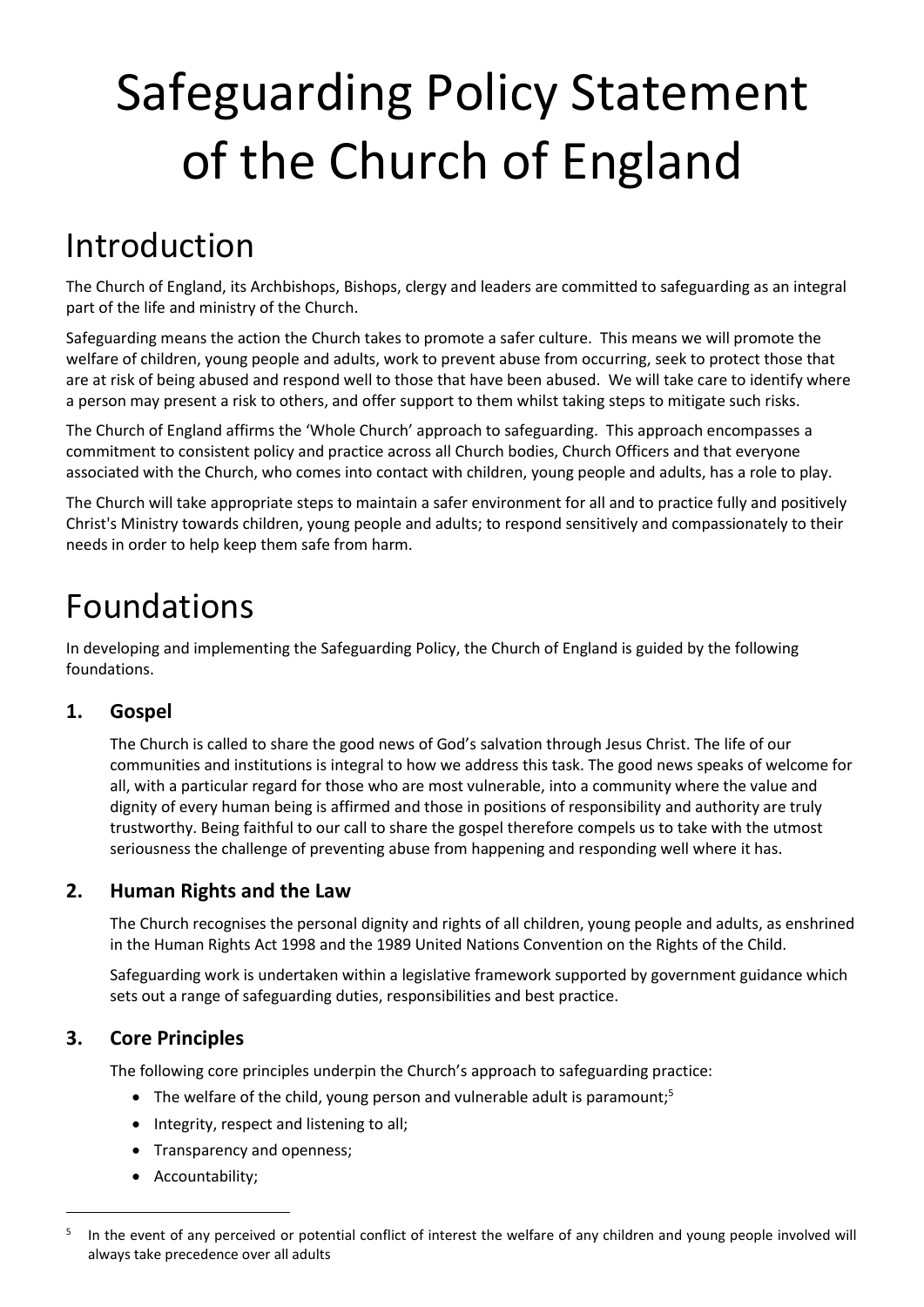# Safeguarding Policy Statement of the Church of England

## Introduction

The Church of England, its Archbishops, Bishops, clergy and leaders are committed to safeguarding as an integral part of the life and ministry of the Church.

Safeguarding means the action the Church takes to promote a safer culture. This means we will promote the welfare of children, young people and adults, work to prevent abuse from occurring, seek to protect those that are at risk of being abused and respond well to those that have been abused. We will take care to identify where a person may present a risk to others, and offer support to them whilst taking steps to mitigate such risks.

The Church of England affirms the 'Whole Church' approach to safeguarding. This approach encompasses a commitment to consistent policy and practice across all Church bodies, Church Officers and that everyone associated with the Church, who comes into contact with children, young people and adults, has a role to play.

The Church will take appropriate steps to maintain a safer environment for all and to practice fully and positively Christ's Ministry towards children, young people and adults; to respond sensitively and compassionately to their needs in order to help keep them safe from harm.

## Foundations

In developing and implementing the Safeguarding Policy, the Church of England is guided by the following foundations.

### 1. Gospel

The Church is called to share the good news of God's salvation through Jesus Christ. The life of our communities and institutions is integral to how we address this task. The good news speaks of welcome for all, with a particular regard for those who are most vulnerable, into a community where the value and dignity of every human being is affirmed and those in positions of responsibility and authority are truly trustworthy. Being faithful to our call to share the gospel therefore compels us to take with the utmost seriousness the challenge of preventing abuse from happening and responding well where it has.

### 2. Human Rights and the Law

The Church recognises the personal dignity and rights of all children, young people and adults, as enshrined in the Human Rights Act 1998 and the 1989 United Nations Convention on the Rights of the Child.

Safeguarding work is undertaken within a legislative framework supported by government guidance which sets out a range of safeguarding duties, responsibilities and best practice.

### 3. Core Principles

The following core principles underpin the Church's approach to safeguarding practice:

- The welfare of the child, young person and vulnerable adult is paramount;[5]
- Integrity, respect and listening to all;
- Transparency and openness;
- Accountability;

[5] In the event of any perceived or potential conflict of interest the welfare of any children and young people involved will always take precedence over all adults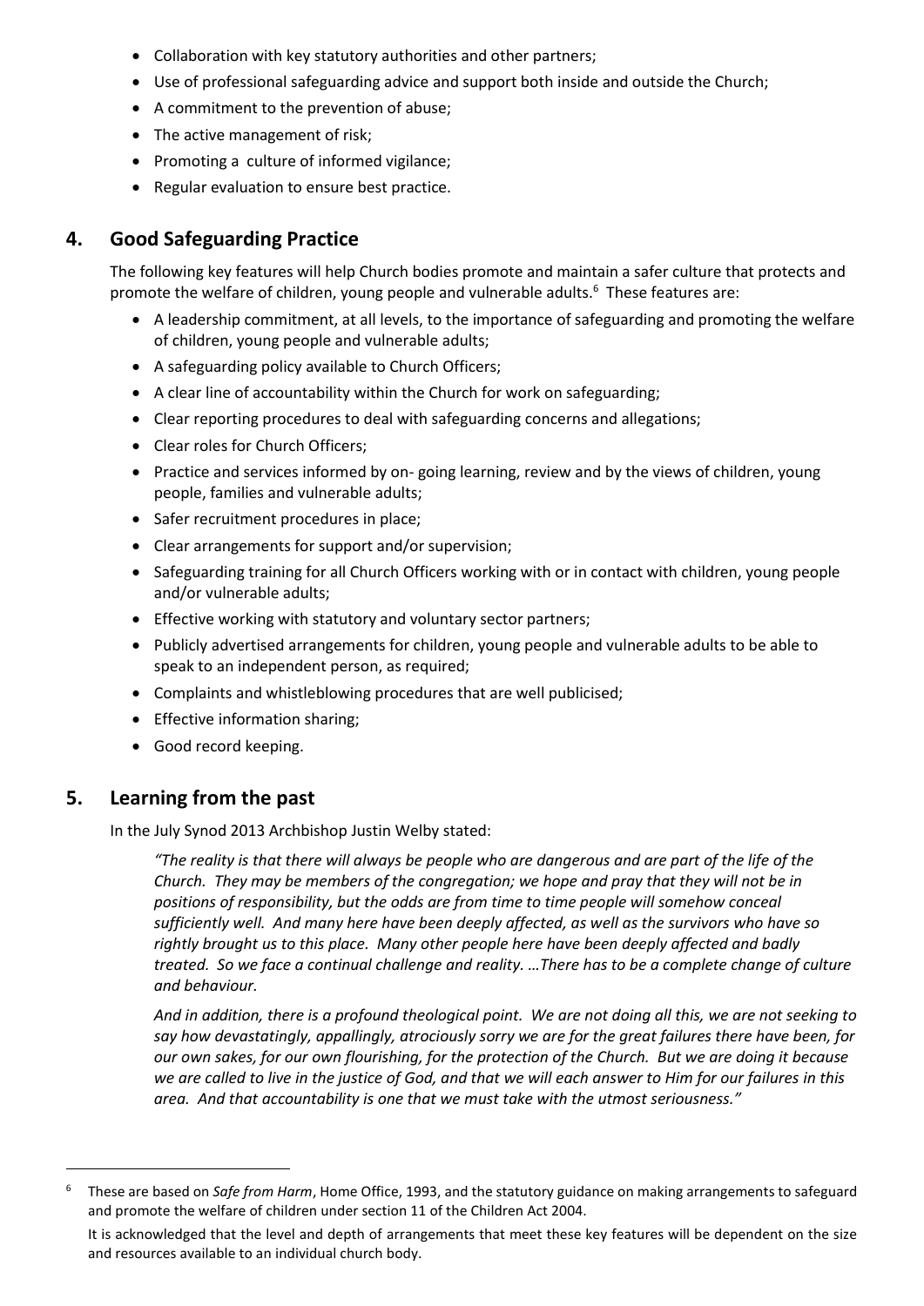- Collaboration with key statutory authorities and other partners;
- Use of professional safeguarding advice and support both inside and outside the Church;
- A commitment to the prevention of abuse;
- The active management of risk;
- Promoting a culture of informed vigilance;
- Regular evaluation to ensure best practice.

## 4. Good Safeguarding Practice

The following key features will help Church bodies promote and maintain a safer culture that protects and promote the welfare of children, young people and vulnerable adults.[6] These features are:

- A leadership commitment, at all levels, to the importance of safeguarding and promoting the welfare of children, young people and vulnerable adults;
- A safeguarding policy available to Church Officers;
- A clear line of accountability within the Church for work on safeguarding;
- Clear reporting procedures to deal with safeguarding concerns and allegations;
- Clear roles for Church Officers;
- Practice and services informed by on- going learning, review and by the views of children, young people, families and vulnerable adults;
- Safer recruitment procedures in place;
- Clear arrangements for support and/or supervision;
- Safeguarding training for all Church Officers working with or in contact with children, young people and/or vulnerable adults;
- Effective working with statutory and voluntary sector partners;
- Publicly advertised arrangements for children, young people and vulnerable adults to be able to speak to an independent person, as required;
- Complaints and whistleblowing procedures that are well publicised;
- Effective information sharing;
- Good record keeping.

## 5. Learning from the past

In the July Synod 2013 Archbishop Justin Welby stated:

> *"The reality is that there will always be people who are dangerous and are part of the life of the Church. They may be members of the congregation; we hope and pray that they will not be in positions of responsibility, but the odds are from time to time people will somehow conceal sufficiently well. And many here have been deeply affected, as well as the survivors who have so rightly brought us to this place. Many other people here have been deeply affected and badly treated. So we face a continual challenge and reality. …There has to be a complete change of culture and behaviour.*
>
> *And in addition, there is a profound theological point. We are not doing all this, we are not seeking to say how devastatingly, appallingly, atrociously sorry we are for the great failures there have been, for our own sakes, for our own flourishing, for the protection of the Church. But we are doing it because we are called to live in the justice of God, and that we will each answer to Him for our failures in this area. And that accountability is one that we must take with the utmost seriousness."*

---

[6] These are based on *Safe from Harm*, Home Office, 1993, and the statutory guidance on making arrangements to safeguard and promote the welfare of children under section 11 of the Children Act 2004.

It is acknowledged that the level and depth of arrangements that meet these key features will be dependent on the size and resources available to an individual church body.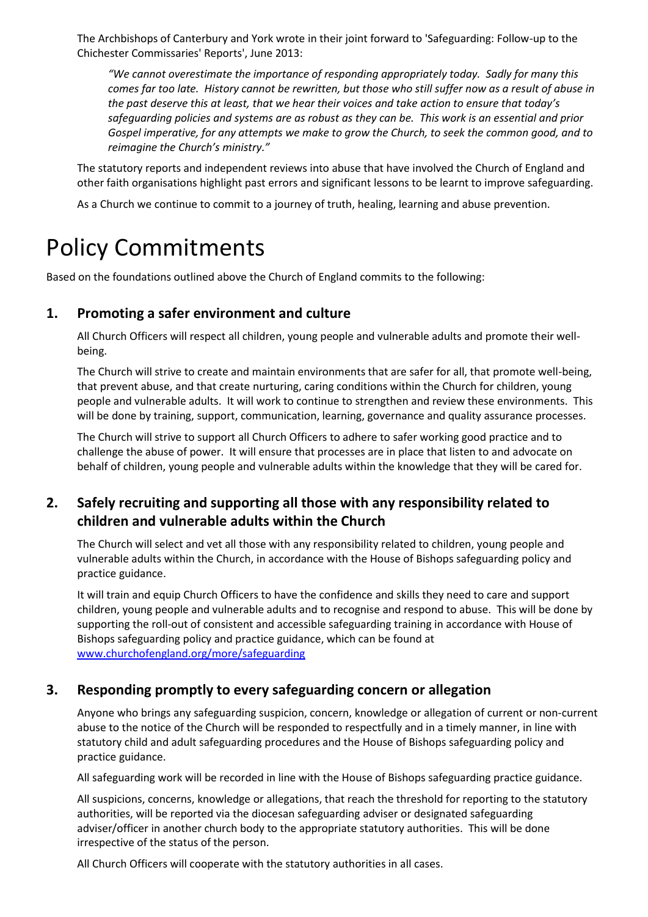The Archbishops of Canterbury and York wrote in their joint forward to 'Safeguarding: Follow-up to the Chichester Commissaries' Reports', June 2013:

> *"We cannot overestimate the importance of responding appropriately today. Sadly for many this comes far too late. History cannot be rewritten, but those who still suffer now as a result of abuse in the past deserve this at least, that we hear their voices and take action to ensure that today's safeguarding policies and systems are as robust as they can be. This work is an essential and prior Gospel imperative, for any attempts we make to grow the Church, to seek the common good, and to reimagine the Church's ministry."*

The statutory reports and independent reviews into abuse that have involved the Church of England and other faith organisations highlight past errors and significant lessons to be learnt to improve safeguarding.

As a Church we continue to commit to a journey of truth, healing, learning and abuse prevention.

# Policy Commitments

Based on the foundations outlined above the Church of England commits to the following:

## 1. Promoting a safer environment and culture

All Church Officers will respect all children, young people and vulnerable adults and promote their well-being.

The Church will strive to create and maintain environments that are safer for all, that promote well-being, that prevent abuse, and that create nurturing, caring conditions within the Church for children, young people and vulnerable adults. It will work to continue to strengthen and review these environments. This will be done by training, support, communication, learning, governance and quality assurance processes.

The Church will strive to support all Church Officers to adhere to safer working good practice and to challenge the abuse of power. It will ensure that processes are in place that listen to and advocate on behalf of children, young people and vulnerable adults within the knowledge that they will be cared for.

## 2. Safely recruiting and supporting all those with any responsibility related to children and vulnerable adults within the Church

The Church will select and vet all those with any responsibility related to children, young people and vulnerable adults within the Church, in accordance with the House of Bishops safeguarding policy and practice guidance.

It will train and equip Church Officers to have the confidence and skills they need to care and support children, young people and vulnerable adults and to recognise and respond to abuse. This will be done by supporting the roll-out of consistent and accessible safeguarding training in accordance with House of Bishops safeguarding policy and practice guidance, which can be found at [www.churchofengland.org/more/safeguarding](http://www.churchofengland.org/more/safeguarding)

## 3. Responding promptly to every safeguarding concern or allegation

Anyone who brings any safeguarding suspicion, concern, knowledge or allegation of current or non-current abuse to the notice of the Church will be responded to respectfully and in a timely manner, in line with statutory child and adult safeguarding procedures and the House of Bishops safeguarding policy and practice guidance.

All safeguarding work will be recorded in line with the House of Bishops safeguarding practice guidance.

All suspicions, concerns, knowledge or allegations, that reach the threshold for reporting to the statutory authorities, will be reported via the diocesan safeguarding adviser or designated safeguarding adviser/officer in another church body to the appropriate statutory authorities. This will be done irrespective of the status of the person.

All Church Officers will cooperate with the statutory authorities in all cases.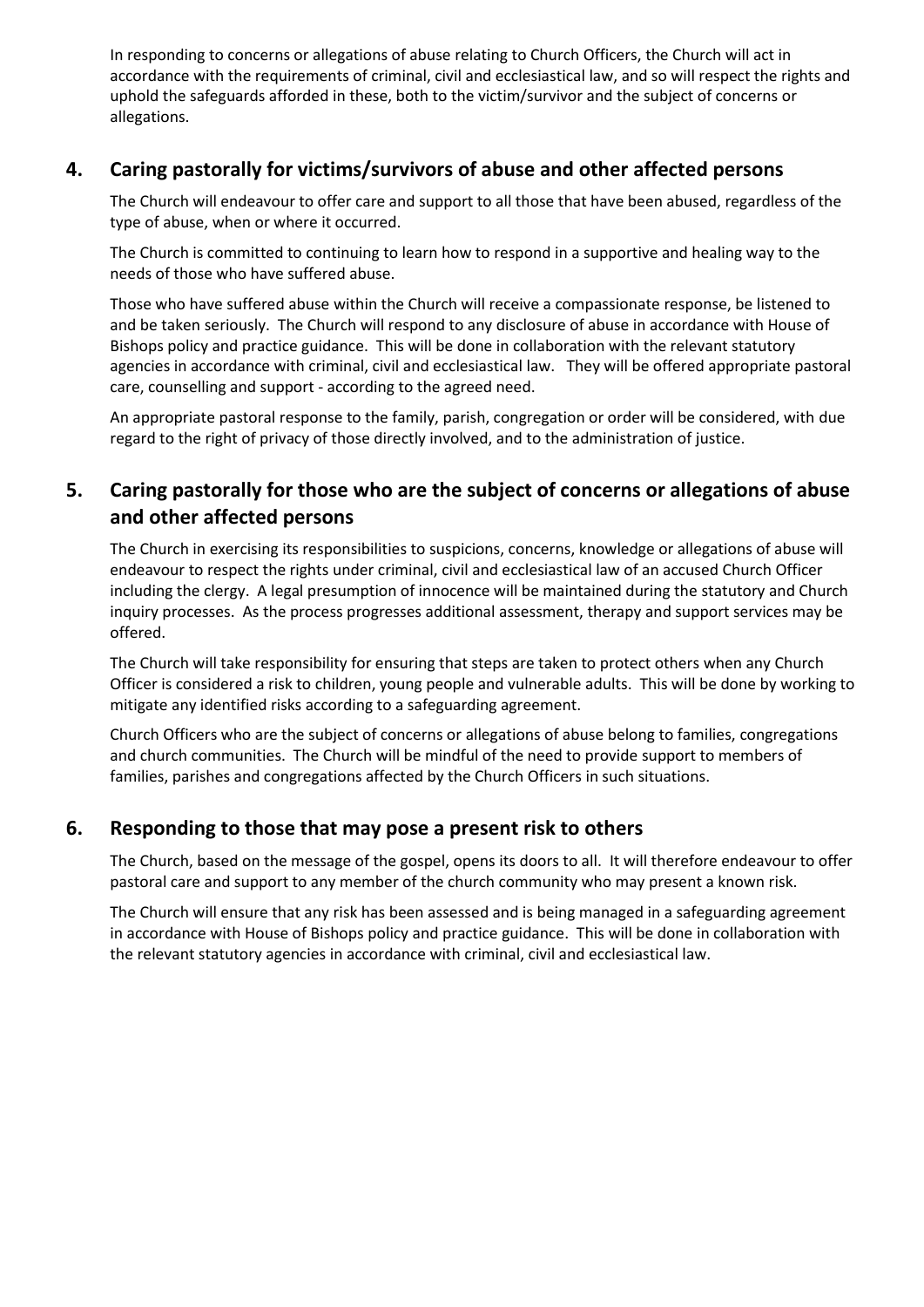In responding to concerns or allegations of abuse relating to Church Officers, the Church will act in accordance with the requirements of criminal, civil and ecclesiastical law, and so will respect the rights and uphold the safeguards afforded in these, both to the victim/survivor and the subject of concerns or allegations.

## 4. Caring pastorally for victims/survivors of abuse and other affected persons

The Church will endeavour to offer care and support to all those that have been abused, regardless of the type of abuse, when or where it occurred.

The Church is committed to continuing to learn how to respond in a supportive and healing way to the needs of those who have suffered abuse.

Those who have suffered abuse within the Church will receive a compassionate response, be listened to and be taken seriously. The Church will respond to any disclosure of abuse in accordance with House of Bishops policy and practice guidance. This will be done in collaboration with the relevant statutory agencies in accordance with criminal, civil and ecclesiastical law. They will be offered appropriate pastoral care, counselling and support - according to the agreed need.

An appropriate pastoral response to the family, parish, congregation or order will be considered, with due regard to the right of privacy of those directly involved, and to the administration of justice.

## 5. Caring pastorally for those who are the subject of concerns or allegations of abuse and other affected persons

The Church in exercising its responsibilities to suspicions, concerns, knowledge or allegations of abuse will endeavour to respect the rights under criminal, civil and ecclesiastical law of an accused Church Officer including the clergy. A legal presumption of innocence will be maintained during the statutory and Church inquiry processes. As the process progresses additional assessment, therapy and support services may be offered.

The Church will take responsibility for ensuring that steps are taken to protect others when any Church Officer is considered a risk to children, young people and vulnerable adults. This will be done by working to mitigate any identified risks according to a safeguarding agreement.

Church Officers who are the subject of concerns or allegations of abuse belong to families, congregations and church communities. The Church will be mindful of the need to provide support to members of families, parishes and congregations affected by the Church Officers in such situations.

## 6. Responding to those that may pose a present risk to others

The Church, based on the message of the gospel, opens its doors to all. It will therefore endeavour to offer pastoral care and support to any member of the church community who may present a known risk.

The Church will ensure that any risk has been assessed and is being managed in a safeguarding agreement in accordance with House of Bishops policy and practice guidance. This will be done in collaboration with the relevant statutory agencies in accordance with criminal, civil and ecclesiastical law.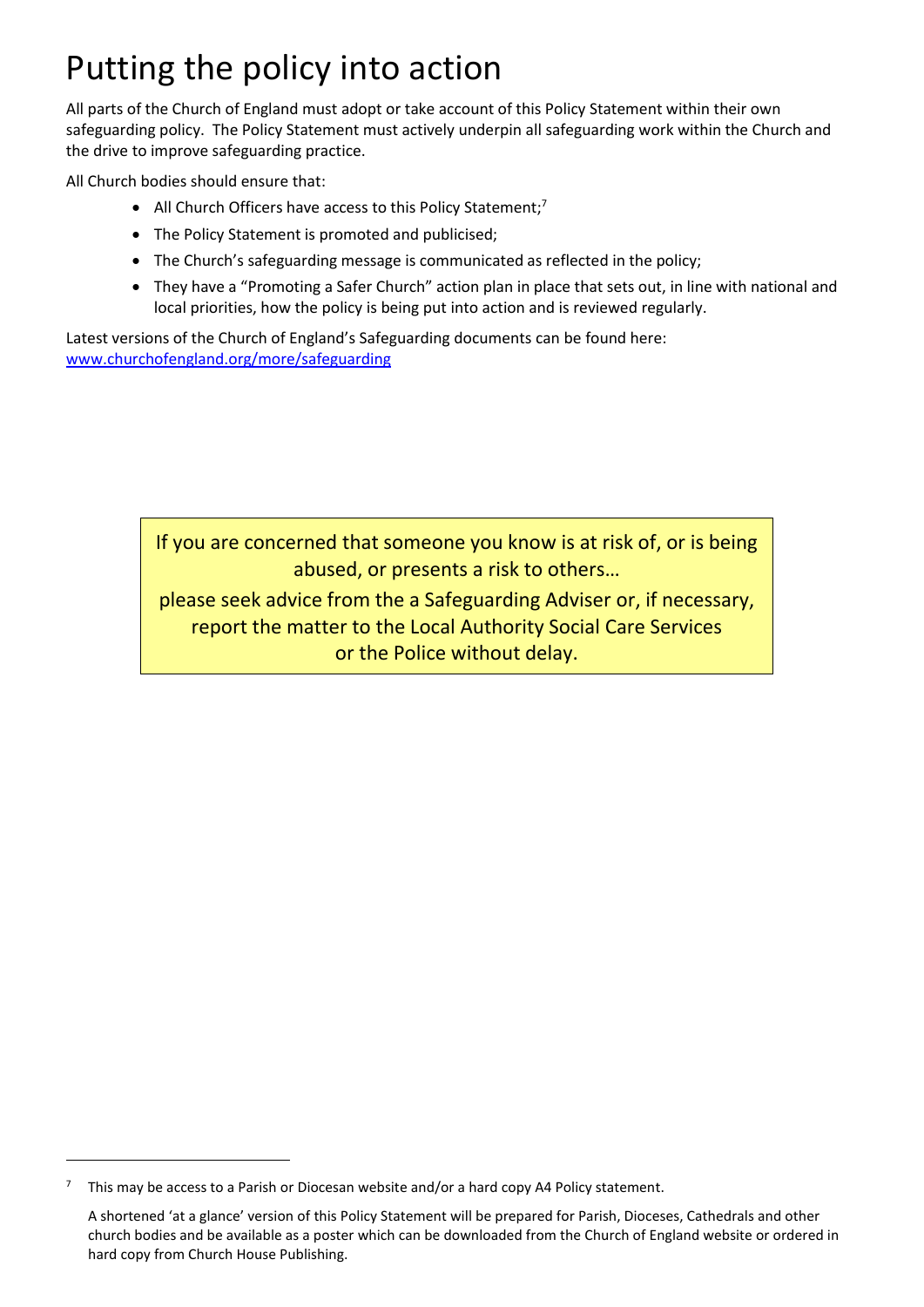# Putting the policy into action

All parts of the Church of England must adopt or take account of this Policy Statement within their own safeguarding policy. The Policy Statement must actively underpin all safeguarding work within the Church and the drive to improve safeguarding practice.

All Church bodies should ensure that:

- All Church Officers have access to this Policy Statement;[7]
- The Policy Statement is promoted and publicised;
- The Church's safeguarding message is communicated as reflected in the policy;
- They have a "Promoting a Safer Church" action plan in place that sets out, in line with national and local priorities, how the policy is being put into action and is reviewed regularly.

Latest versions of the Church of England's Safeguarding documents can be found here: [www.churchofengland.org/more/safeguarding](http://www.churchofengland.org/more/safeguarding)

> If you are concerned that someone you know is at risk of, or is being abused, or presents a risk to others…
>
> please seek advice from the a Safeguarding Adviser or, if necessary, report the matter to the Local Authority Social Care Services or the Police without delay.

---

[7] This may be access to a Parish or Diocesan website and/or a hard copy A4 Policy statement.

A shortened 'at a glance' version of this Policy Statement will be prepared for Parish, Dioceses, Cathedrals and other church bodies and be available as a poster which can be downloaded from the Church of England website or ordered in hard copy from Church House Publishing.